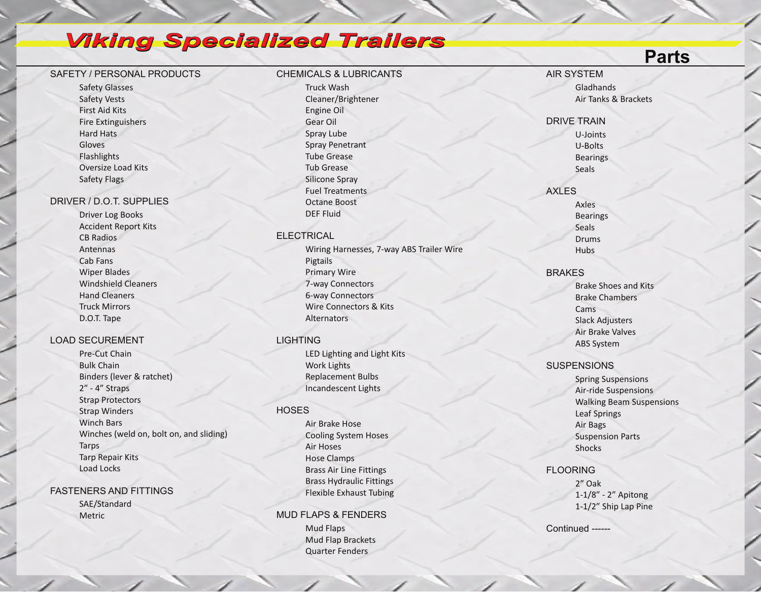# Viking Specialized Trailers

## Parts

### SAFETY / PERSONAL PRODUCTS

- Safety Glasses
- Safety Vests
- First Aid Kits
- Fire Extinguishers
- Hard Hats
- Gloves
- Flashlights
- Oversize Load Kits
- Safety Flags

### DRIVER / D.O.T. SUPPLIES

- Driver Log Books
- Accident Report Kits
- CB Radios
- Antennas
- Cab Fans
- Wiper Blades
- Windshield Cleaners
- Hand Cleaners
- Truck Mirrors
- D.O.T. Tape

### LOAD SECUREMENT

- Pre-Cut Chain
- Bulk Chain
- Binders (lever & ratchet)
- 2" - 4" Straps
- Strap Protectors
- Strap Winders
- Winch Bars
- Winches (weld on, bolt on, and sliding)
- Tarps
- Tarp Repair Kits
- Load Locks

### FASTENERS AND FITTINGS

- SAE/Standard
- Metric

### CHEMICALS & LUBRICANTS

- Truck Wash
- Cleaner/Brightener
- Engine Oil
- Gear Oil
- Spray Lube
- Spray Penetrant
- Tube Grease
- Tub Grease
- Silicone Spray
- Fuel Treatments
- Octane Boost
- DEF Fluid

### ELECTRICAL

- Wiring Harnesses, 7-way ABS Trailer Wire
- Pigtails
- Primary Wire
- 7-way Connectors
- 6-way Connectors
- Wire Connectors & Kits
- Alternators

### LIGHTING

- LED Lighting and Light Kits
- Work Lights
- Replacement Bulbs
- Incandescent Lights

### HOSES

- Air Brake Hose
- Cooling System Hoses
- Air Hoses
- Hose Clamps
- Brass Air Line Fittings
- Brass Hydraulic Fittings
- Flexible Exhaust Tubing

### MUD FLAPS & FENDERS

- Mud Flaps
- Mud Flap Brackets
- Quarter Fenders

### AIR SYSTEM

- Gladhands
- Air Tanks & Brackets

### DRIVE TRAIN

- U-Joints
- U-Bolts
- Bearings
- Seals

### AXLES

- Axles
- Bearings
- Seals
- Drums
- Hubs

### BRAKES

- Brake Shoes and Kits
- Brake Chambers
- Cams
- Slack Adjusters
- Air Brake Valves
- ABS System

### SUSPENSIONS

- Spring Suspensions
- Air-ride Suspensions
- Walking Beam Suspensions
- Leaf Springs
- Air Bags
- Suspension Parts
- Shocks

### FLOORING

- 2" Oak
- 1-1/8" - 2" Apitong
- 1-1/2" Ship Lap Pine

Continued ------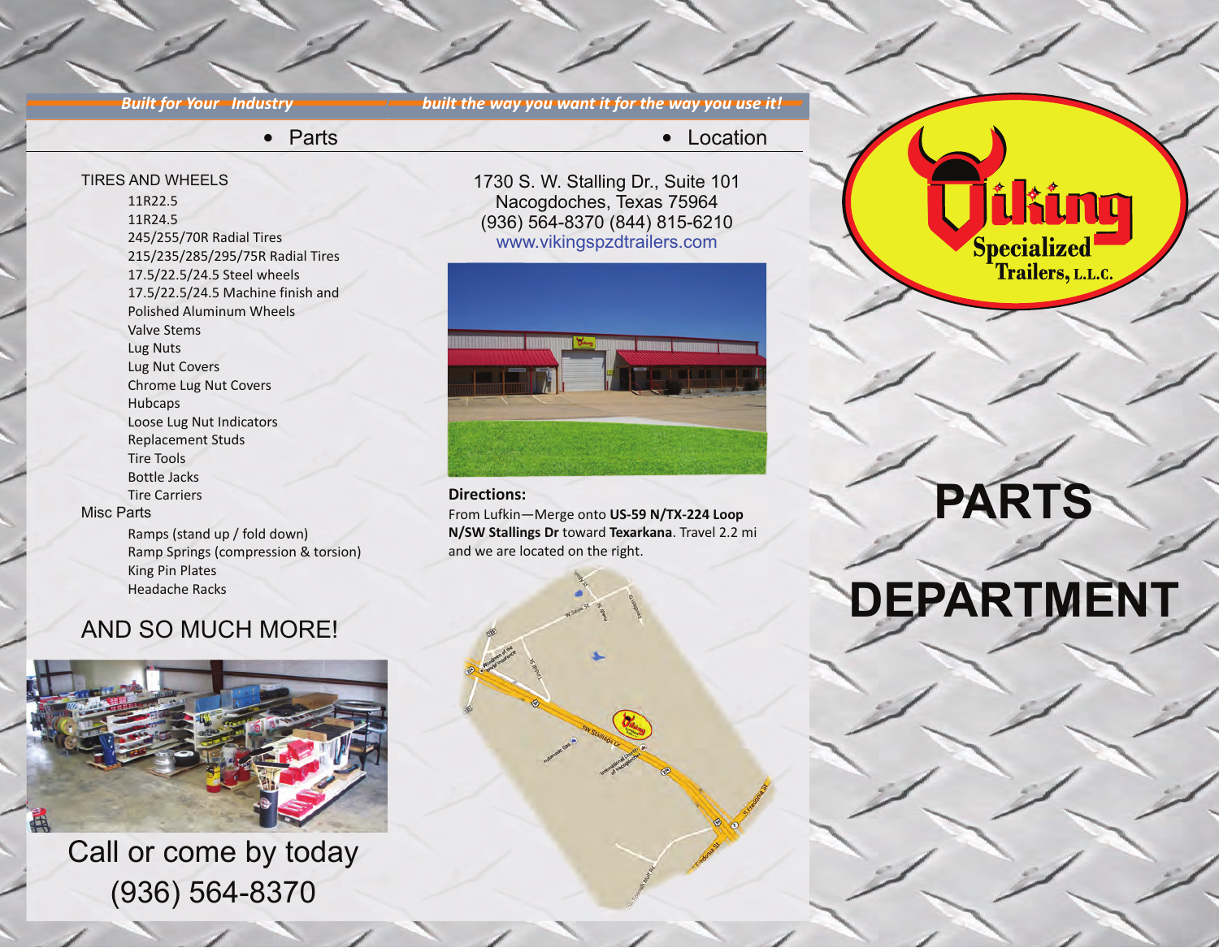*Built for Your Industry* — *built the way you want it for the way you use it!*

## • Parts

TIRES AND WHEELS

- 11R22.5
- 11R24.5
- 245/255/70R Radial Tires
- 215/235/285/295/75R Radial Tires
- 17.5/22.5/24.5 Steel wheels
- 17.5/22.5/24.5 Machine finish and Polished Aluminum Wheels
- Valve Stems
- Lug Nuts
- Lug Nut Covers
- Chrome Lug Nut Covers
- Hubcaps
- Loose Lug Nut Indicators
- Replacement Studs
- Tire Tools
- Bottle Jacks
- Tire Carriers

Misc Parts

- Ramps (stand up / fold down)
- Ramp Springs (compression & torsion)
- King Pin Plates
- Headache Racks

AND SO MUCH MORE!

Call or come by today
(936) 564-8370

## • Location

1730 S. W. Stalling Dr., Suite 101
Nacogdoches, Texas 75964
(936) 564-8370 (844) 815-6210
www.vikingspzdtrailers.com

**Directions:**
From Lufkin—Merge onto **US-59 N/TX-224 Loop N/SW Stallings Dr** toward **Texarkana**. Travel 2.2 mi and we are located on the right.

Viking Specialized Trailers, L.L.C.

# PARTS DEPARTMENT